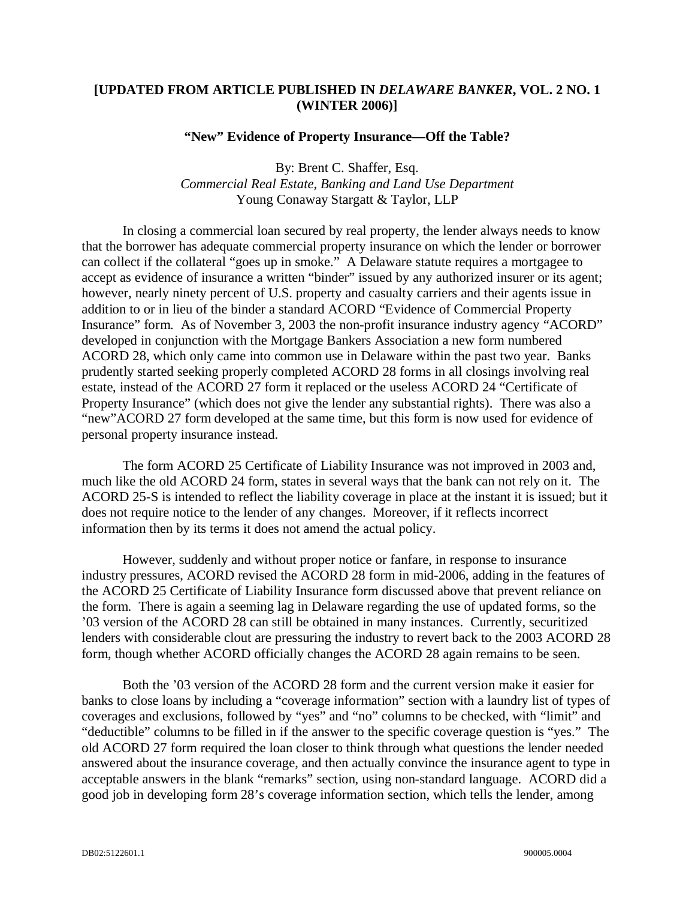**[UPDATED FROM ARTICLE PUBLISHED IN *DELAWARE BANKER*, VOL. 2 NO. 1 (WINTER 2006)]**

## "New" Evidence of Property Insurance—Off the Table?

By: Brent C. Shaffer, Esq.
*Commercial Real Estate, Banking and Land Use Department*
Young Conaway Stargatt & Taylor, LLP

In closing a commercial loan secured by real property, the lender always needs to know that the borrower has adequate commercial property insurance on which the lender or borrower can collect if the collateral "goes up in smoke." A Delaware statute requires a mortgagee to accept as evidence of insurance a written "binder" issued by any authorized insurer or its agent; however, nearly ninety percent of U.S. property and casualty carriers and their agents issue in addition to or in lieu of the binder a standard ACORD "Evidence of Commercial Property Insurance" form. As of November 3, 2003 the non-profit insurance industry agency "ACORD" developed in conjunction with the Mortgage Bankers Association a new form numbered ACORD 28, which only came into common use in Delaware within the past two year. Banks prudently started seeking properly completed ACORD 28 forms in all closings involving real estate, instead of the ACORD 27 form it replaced or the useless ACORD 24 "Certificate of Property Insurance" (which does not give the lender any substantial rights). There was also a "new"ACORD 27 form developed at the same time, but this form is now used for evidence of personal property insurance instead.

The form ACORD 25 Certificate of Liability Insurance was not improved in 2003 and, much like the old ACORD 24 form, states in several ways that the bank can not rely on it. The ACORD 25-S is intended to reflect the liability coverage in place at the instant it is issued; but it does not require notice to the lender of any changes. Moreover, if it reflects incorrect information then by its terms it does not amend the actual policy.

However, suddenly and without proper notice or fanfare, in response to insurance industry pressures, ACORD revised the ACORD 28 form in mid-2006, adding in the features of the ACORD 25 Certificate of Liability Insurance form discussed above that prevent reliance on the form. There is again a seeming lag in Delaware regarding the use of updated forms, so the '03 version of the ACORD 28 can still be obtained in many instances. Currently, securitized lenders with considerable clout are pressuring the industry to revert back to the 2003 ACORD 28 form, though whether ACORD officially changes the ACORD 28 again remains to be seen.

Both the '03 version of the ACORD 28 form and the current version make it easier for banks to close loans by including a "coverage information" section with a laundry list of types of coverages and exclusions, followed by "yes" and "no" columns to be checked, with "limit" and "deductible" columns to be filled in if the answer to the specific coverage question is "yes." The old ACORD 27 form required the loan closer to think through what questions the lender needed answered about the insurance coverage, and then actually convince the insurance agent to type in acceptable answers in the blank "remarks" section, using non-standard language. ACORD did a good job in developing form 28's coverage information section, which tells the lender, among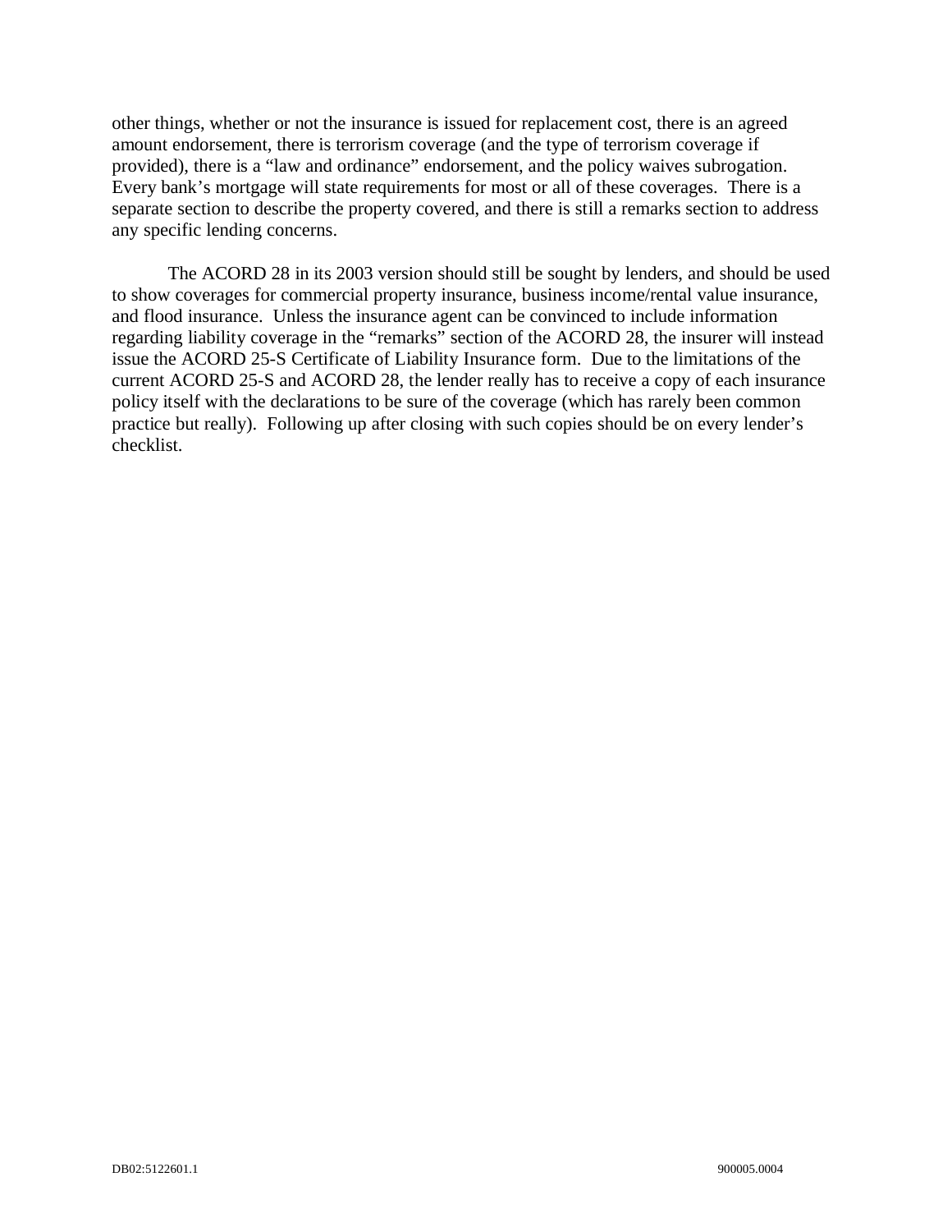other things, whether or not the insurance is issued for replacement cost, there is an agreed amount endorsement, there is terrorism coverage (and the type of terrorism coverage if provided), there is a "law and ordinance" endorsement, and the policy waives subrogation. Every bank's mortgage will state requirements for most or all of these coverages. There is a separate section to describe the property covered, and there is still a remarks section to address any specific lending concerns.

The ACORD 28 in its 2003 version should still be sought by lenders, and should be used to show coverages for commercial property insurance, business income/rental value insurance, and flood insurance. Unless the insurance agent can be convinced to include information regarding liability coverage in the "remarks" section of the ACORD 28, the insurer will instead issue the ACORD 25-S Certificate of Liability Insurance form. Due to the limitations of the current ACORD 25-S and ACORD 28, the lender really has to receive a copy of each insurance policy itself with the declarations to be sure of the coverage (which has rarely been common practice but really). Following up after closing with such copies should be on every lender's checklist.